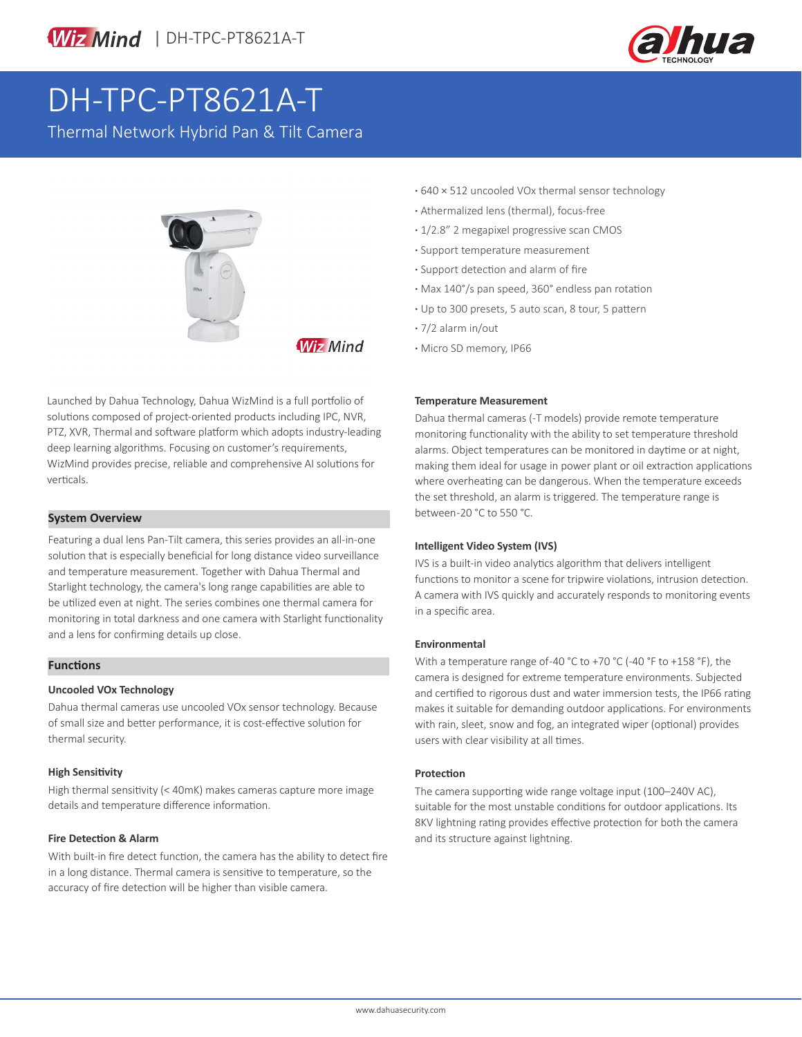# DH-TPC-PT8621A-T

Thermal Network Hybrid Pan & Tilt Camera

- 640 × 512 uncooled VOx thermal sensor technology
- Athermalized lens (thermal), focus-free
- 1/2.8" 2 megapixel progressive scan CMOS
- Support temperature measurement
- Support detection and alarm of fire
- Max 140°/s pan speed, 360° endless pan rotation
- Up to 300 presets, 5 auto scan, 8 tour, 5 pattern
- 7/2 alarm in/out
- Micro SD memory, IP66

Launched by Dahua Technology, Dahua WizMind is a full portfolio of solutions composed of project-oriented products including IPC, NVR, PTZ, XVR, Thermal and software platform which adopts industry-leading deep learning algorithms. Focusing on customer's requirements, WizMind provides precise, reliable and comprehensive AI solutions for verticals.

## System Overview

Featuring a dual lens Pan-Tilt camera, this series provides an all-in-one solution that is especially beneficial for long distance video surveillance and temperature measurement. Together with Dahua Thermal and Starlight technology, the camera's long range capabilities are able to be utilized even at night. The series combines one thermal camera for monitoring in total darkness and one camera with Starlight functionality and a lens for confirming details up close.

## Functions

### Uncooled VOx Technology

Dahua thermal cameras use uncooled VOx sensor technology. Because of small size and better performance, it is cost-effective solution for thermal security.

### High Sensitivity

High thermal sensitivity (< 40mK) makes cameras capture more image details and temperature difference information.

### Fire Detection & Alarm

With built-in fire detect function, the camera has the ability to detect fire in a long distance. Thermal camera is sensitive to temperature, so the accuracy of fire detection will be higher than visible camera.

### Temperature Measurement

Dahua thermal cameras (-T models) provide remote temperature monitoring functionality with the ability to set temperature threshold alarms. Object temperatures can be monitored in daytime or at night, making them ideal for usage in power plant or oil extraction applications where overheating can be dangerous. When the temperature exceeds the set threshold, an alarm is triggered. The temperature range is between-20 °C to 550 °C.

### Intelligent Video System (IVS)

IVS is a built-in video analytics algorithm that delivers intelligent functions to monitor a scene for tripwire violations, intrusion detection. A camera with IVS quickly and accurately responds to monitoring events in a specific area.

### Environmental

With a temperature range of-40 °C to +70 °C (-40 °F to +158 °F), the camera is designed for extreme temperature environments. Subjected and certified to rigorous dust and water immersion tests, the IP66 rating makes it suitable for demanding outdoor applications. For environments with rain, sleet, snow and fog, an integrated wiper (optional) provides users with clear visibility at all times.

### Protection

The camera supporting wide range voltage input (100–240V AC), suitable for the most unstable conditions for outdoor applications. Its 8KV lightning rating provides effective protection for both the camera and its structure against lightning.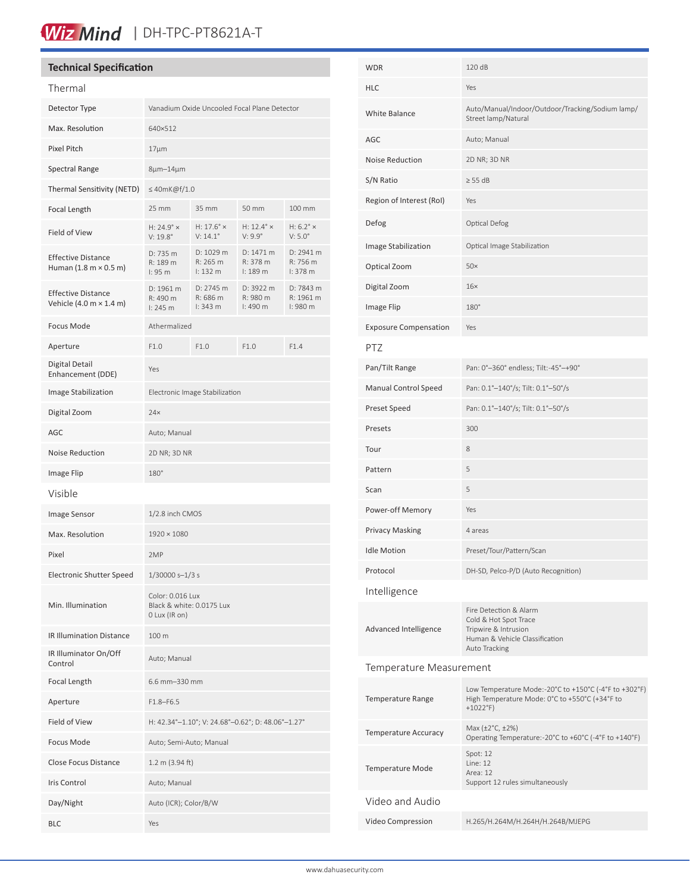## Technical Specification

### Thermal

| | | | | |
|---|---|---|---|---|
| Detector Type | Vanadium Oxide Uncooled Focal Plane Detector | | | |
| Max. Resolution | 640×512 | | | |
| Pixel Pitch | 17μm | | | |
| Spectral Range | 8μm–14μm | | | |
| Thermal Sensitivity (NETD) | ≤ 40mK@f/1.0 | | | |
| Focal Length | 25 mm | 35 mm | 50 mm | 100 mm |
| Field of View | H: 24.9° × V: 19.8° | H: 17.6° × V: 14.1° | H: 12.4° × V: 9.9° | H: 6.2° × V: 5.0° |
| Effective Distance Human (1.8 m × 0.5 m) | D: 735 m R: 189 m I: 95 m | D: 1029 m R: 265 m I: 132 m | D: 1471 m R: 378 m I: 189 m | D: 2941 m R: 756 m I: 378 m |
| Effective Distance Vehicle (4.0 m × 1.4 m) | D: 1961 m R: 490 m I: 245 m | D: 2745 m R: 686 m I: 343 m | D: 3922 m R: 980 m I: 490 m | D: 7843 m R: 1961 m I: 980 m |
| Focus Mode | Athermalized | | | |
| Aperture | F1.0 | F1.0 | F1.0 | F1.4 |
| Digital Detail Enhancement (DDE) | Yes | | | |
| Image Stabilization | Electronic Image Stabilization | | | |
| Digital Zoom | 24× | | | |
| AGC | Auto; Manual | | | |
| Noise Reduction | 2D NR; 3D NR | | | |
| Image Flip | 180° | | | |

### Visible

| | |
|---|---|
| Image Sensor | 1/2.8 inch CMOS |
| Max. Resolution | 1920 × 1080 |
| Pixel | 2MP |
| Electronic Shutter Speed | 1/30000 s–1/3 s |
| Min. Illumination | Color: 0.016 Lux<br>Black & white: 0.0175 Lux<br>0 Lux (IR on) |
| IR Illumination Distance | 100 m |
| IR Illuminator On/Off Control | Auto; Manual |
| Focal Length | 6.6 mm–330 mm |
| Aperture | F1.8–F6.5 |
| Field of View | H: 42.34°–1.10°; V: 24.68°–0.62°; D: 48.06°–1.27° |
| Focus Mode | Auto; Semi-Auto; Manual |
| Close Focus Distance | 1.2 m (3.94 ft) |
| Iris Control | Auto; Manual |
| Day/Night | Auto (ICR); Color/B/W |
| BLC | Yes |
| WDR | 120 dB |
| HLC | Yes |
| White Balance | Auto/Manual/Indoor/Outdoor/Tracking/Sodium lamp/Street lamp/Natural |
| AGC | Auto; Manual |
| Noise Reduction | 2D NR; 3D NR |
| S/N Ratio | ≥ 55 dB |
| Region of Interest (RoI) | Yes |
| Defog | Optical Defog |
| Image Stabilization | Optical Image Stabilization |
| Optical Zoom | 50× |
| Digital Zoom | 16× |
| Image Flip | 180° |
| Exposure Compensation | Yes |

### PTZ

| | |
|---|---|
| Pan/Tilt Range | Pan: 0°–360° endless; Tilt:-45°–+90° |
| Manual Control Speed | Pan: 0.1°–140°/s; Tilt: 0.1°–50°/s |
| Preset Speed | Pan: 0.1°–140°/s; Tilt: 0.1°–50°/s |
| Presets | 300 |
| Tour | 8 |
| Pattern | 5 |
| Scan | 5 |
| Power-off Memory | Yes |
| Privacy Masking | 4 areas |
| Idle Motion | Preset/Tour/Pattern/Scan |
| Protocol | DH-SD, Pelco-P/D (Auto Recognition) |

### Intelligence

| | |
|---|---|
| Advanced Intelligence | Fire Detection & Alarm<br>Cold & Hot Spot Trace<br>Tripwire & Intrusion<br>Human & Vehicle Classification<br>Auto Tracking |

### Temperature Measurement

| | |
|---|---|
| Temperature Range | Low Temperature Mode:-20°C to +150°C (-4°F to +302°F)<br>High Temperature Mode: 0°C to +550°C (+34°F to +1022°F) |
| Temperature Accuracy | Max (±2°C, ±2%)<br>Operating Temperature:-20°C to +60°C (-4°F to +140°F) |
| Temperature Mode | Spot: 12<br>Line: 12<br>Area: 12<br>Support 12 rules simultaneously |

### Video and Audio

| | |
|---|---|
| Video Compression | H.265/H.264M/H.264H/H.264B/MJEPG |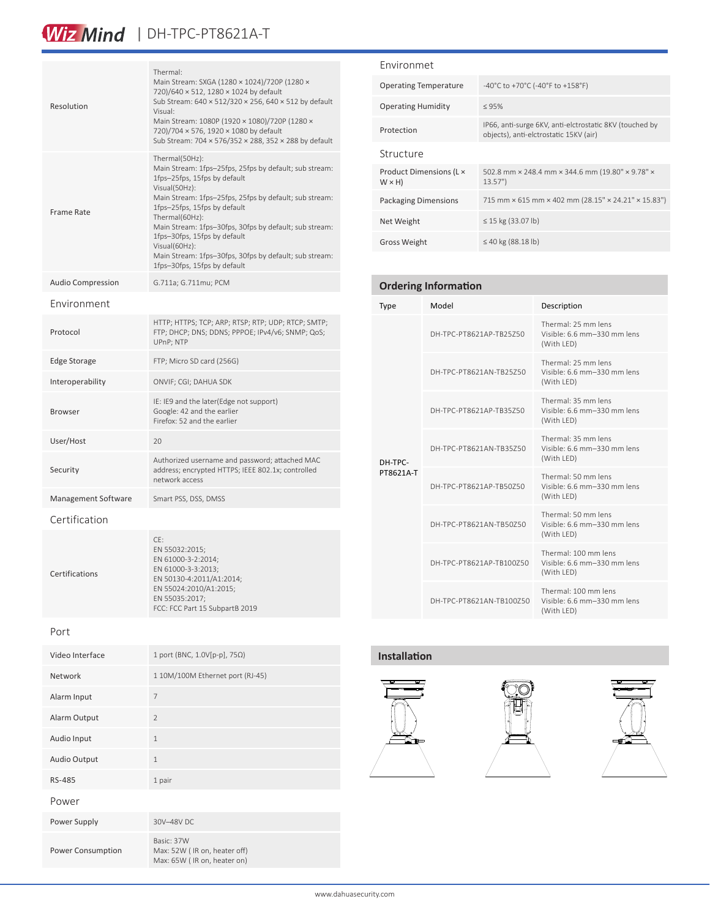| | |
|---|---|
| Resolution | Thermal:<br>Main Stream: SXGA (1280 × 1024)/720P (1280 × 720)/640 × 512, 1280 × 1024 by default<br>Sub Stream: 640 × 512/320 × 256, 640 × 512 by default<br>Visual:<br>Main Stream: 1080P (1920 × 1080)/720P (1280 × 720)/704 × 576, 1920 × 1080 by default<br>Sub Stream: 704 × 576/352 × 288, 352 × 288 by default |
| Frame Rate | Thermal(50Hz):<br>Main Stream: 1fps–25fps, 25fps by default; sub stream: 1fps–25fps, 15fps by default<br>Visual(50Hz):<br>Main Stream: 1fps–25fps, 25fps by default; sub stream: 1fps–25fps, 15fps by default<br>Thermal(60Hz):<br>Main Stream: 1fps–30fps, 30fps by default; sub stream: 1fps–30fps, 15fps by default<br>Visual(60Hz):<br>Main Stream: 1fps–30fps, 30fps by default; sub stream: 1fps–30fps, 15fps by default |
| Audio Compression | G.711a; G.711mu; PCM |

## Environment

| | |
|---|---|
| Protocol | HTTP; HTTPS; TCP; ARP; RTSP; RTP; UDP; RTCP; SMTP; FTP; DHCP; DNS; DDNS; PPPOE; IPv4/v6; SNMP; QoS; UPnP; NTP |
| Edge Storage | FTP; Micro SD card (256G) |
| Interoperability | ONVIF; CGI; DAHUA SDK |
| Browser | IE: IE9 and the later(Edge not support)<br>Google: 42 and the earlier<br>Firefox: 52 and the earlier |
| User/Host | 20 |
| Security | Authorized username and password; attached MAC address; encrypted HTTPS; IEEE 802.1x; controlled network access |
| Management Software | Smart PSS, DSS, DMSS |

## Certification

| | |
|---|---|
| Certifications | CE:<br>EN 55032:2015;<br>EN 61000-3-2:2014;<br>EN 61000-3-3:2013;<br>EN 50130-4:2011/A1:2014;<br>EN 55024:2010/A1:2015;<br>EN 55035:2017;<br>FCC: FCC Part 15 SubpartB 2019 |

## Port

| | |
|---|---|
| Video Interface | 1 port (BNC, 1.0V[p-p], 75Ω) |
| Network | 1 10M/100M Ethernet port (RJ-45) |
| Alarm Input | 7 |
| Alarm Output | 2 |
| Audio Input | 1 |
| Audio Output | 1 |
| RS-485 | 1 pair |

## Power

| | |
|---|---|
| Power Supply | 30V–48V DC |
| Power Consumption | Basic: 37W<br>Max: 52W ( IR on, heater off)<br>Max: 65W ( IR on, heater on) |

## Environmet

| | |
|---|---|
| Operating Temperature | -40°C to +70°C (-40°F to +158°F) |
| Operating Humidity | ≤ 95% |
| Protection | IP66, anti-surge 6KV, anti-elctrostatic 8KV (touched by objects), anti-elctrostatic 15KV (air) |

## Structure

| | |
|---|---|
| Product Dimensions (L × W × H) | 502.8 mm × 248.4 mm × 344.6 mm (19.80" × 9.78" × 13.57") |
| Packaging Dimensions | 715 mm × 615 mm × 402 mm (28.15" × 24.21" × 15.83") |
| Net Weight | ≤ 15 kg (33.07 lb) |
| Gross Weight | ≤ 40 kg (88.18 lb) |

## Ordering Information

| Type | Model | Description |
|---|---|---|
| DH-TPC-PT8621A-T | DH-TPC-PT8621AP-TB25Z50 | Thermal: 25 mm lens<br>Visible: 6.6 mm–330 mm lens (With LED) |
| | DH-TPC-PT8621AN-TB25Z50 | Thermal: 25 mm lens<br>Visible: 6.6 mm–330 mm lens (With LED) |
| | DH-TPC-PT8621AP-TB35Z50 | Thermal: 35 mm lens<br>Visible: 6.6 mm–330 mm lens (With LED) |
| | DH-TPC-PT8621AN-TB35Z50 | Thermal: 35 mm lens<br>Visible: 6.6 mm–330 mm lens (With LED) |
| | DH-TPC-PT8621AP-TB50Z50 | Thermal: 50 mm lens<br>Visible: 6.6 mm–330 mm lens (With LED) |
| | DH-TPC-PT8621AN-TB50Z50 | Thermal: 50 mm lens<br>Visible: 6.6 mm–330 mm lens (With LED) |
| | DH-TPC-PT8621AP-TB100Z50 | Thermal: 100 mm lens<br>Visible: 6.6 mm–330 mm lens (With LED) |
| | DH-TPC-PT8621AN-TB100Z50 | Thermal: 100 mm lens<br>Visible: 6.6 mm–330 mm lens (With LED) |

## Installation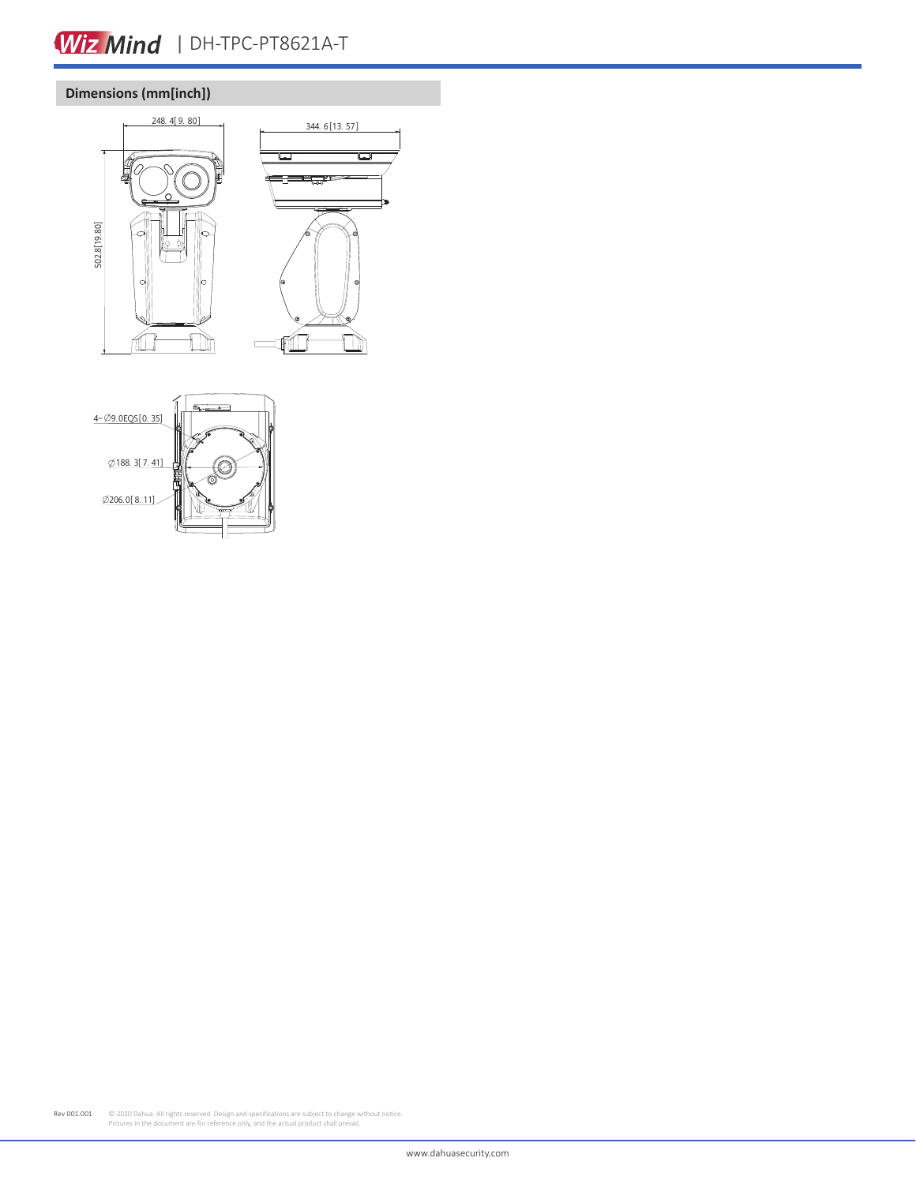## Dimensions (mm[inch])

248. 4[ 9. 80]

344. 6[13. 57]

502.8[19.80]

4–∅9.0EQS[0. 35]

∅188. 3[ 7. 41]

∅206.0[ 8. 11]

Rev 001.001

© 2020 Dahua. All rights reserved. Design and specifications are subject to change without notice.
Pictures in the document are for reference only, and the actual product shall prevail.